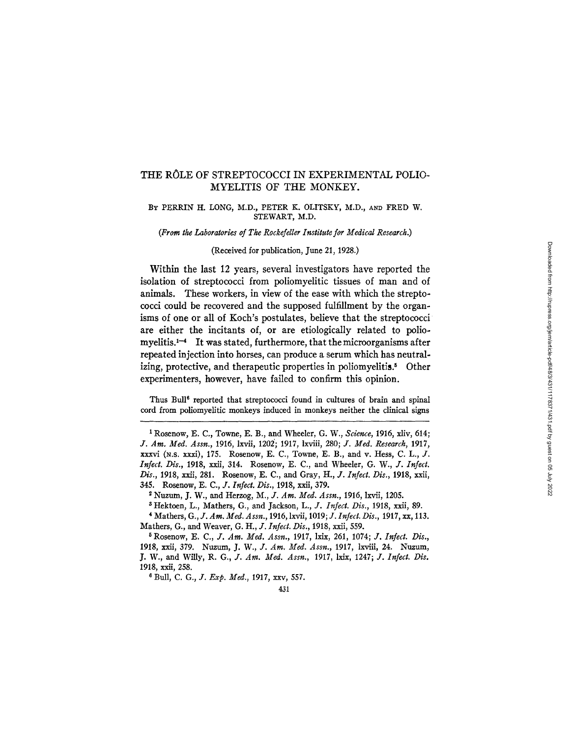# THE RÔLE OF STREPTOCOCCI IN EXPERIMENTAL POLIOMYELITIS OF THE MONKEY.

By PERRIN H. LONG, M.D., PETER K. OLITSKY, M.D., and FRED W. STEWART, M.D.

*(From the Laboratories of The Rockefeller Institute for Medical Research.)*

(Received for publication, June 21, 1928.)

Within the last 12 years, several investigators have reported the isolation of streptococci from poliomyelitic tissues of man and of animals. These workers, in view of the ease with which the streptococci could be recovered and the supposed fulfillment by the organisms of one or all of Koch's postulates, believe that the streptococci are either the incitants of, or are etiologically related to poliomyelitis.[1–4] It was stated, furthermore, that the microorganisms after repeated injection into horses, can produce a serum which has neutralizing, protective, and therapeutic properties in poliomyelitis.[5] Other experimenters, however, have failed to confirm this opinion.

Thus Bull[6] reported that streptococci found in cultures of brain and spinal cord from poliomyelitic monkeys induced in monkeys neither the clinical signs

---

[1] Rosenow, E. C., Towne, E. B., and Wheeler, G. W., *Science*, 1916, xliv, 614; *J. Am. Med. Assn.*, 1916, lxvii, 1202; 1917, lxviii, 280; *J. Med. Research*, 1917, xxxvi (N.S. xxxi), 175. Rosenow, E. C., Towne, E. B., and v. Hess, C. L., *J. Infect. Dis.*, 1918, xxii, 314. Rosenow, E. C., and Wheeler, G. W., *J. Infect. Dis.*, 1918, xxii, 281. Rosenow, E. C., and Gray, H., *J. Infect. Dis.*, 1918, xxii, 345. Rosenow, E. C., *J. Infect. Dis.*, 1918, xxii, 379.

[2] Nuzum, J. W., and Herzog, M., *J. Am. Med. Assn.*, 1916, lxvii, 1205.

[3] Hektoen, L., Mathers, G., and Jackson, L., *J. Infect. Dis.*, 1918, xxii, 89.

[4] Mathers, G., *J. Am. Med. Assn.*, 1916, lxvii, 1019; *J. Infect. Dis.*, 1917, xx, 113. Mathers, G., and Weaver, G. H., *J. Infect. Dis.*, 1918, xxii, 559.

[5] Rosenow, E. C., *J. Am. Med. Assn.*, 1917, lxix, 261, 1074; *J. Infect. Dis.*, 1918, xxii, 379. Nuzum, J. W., *J. Am. Med. Assn.*, 1917, lxviii, 24. Nuzum, J. W., and Willy, R. G., *J. Am. Med. Assn.*, 1917, lxix, 1247; *J. Infect. Dis.* 1918, xxii, 258.

[6] Bull, C. G., *J. Exp. Med.*, 1917, xxv, 557.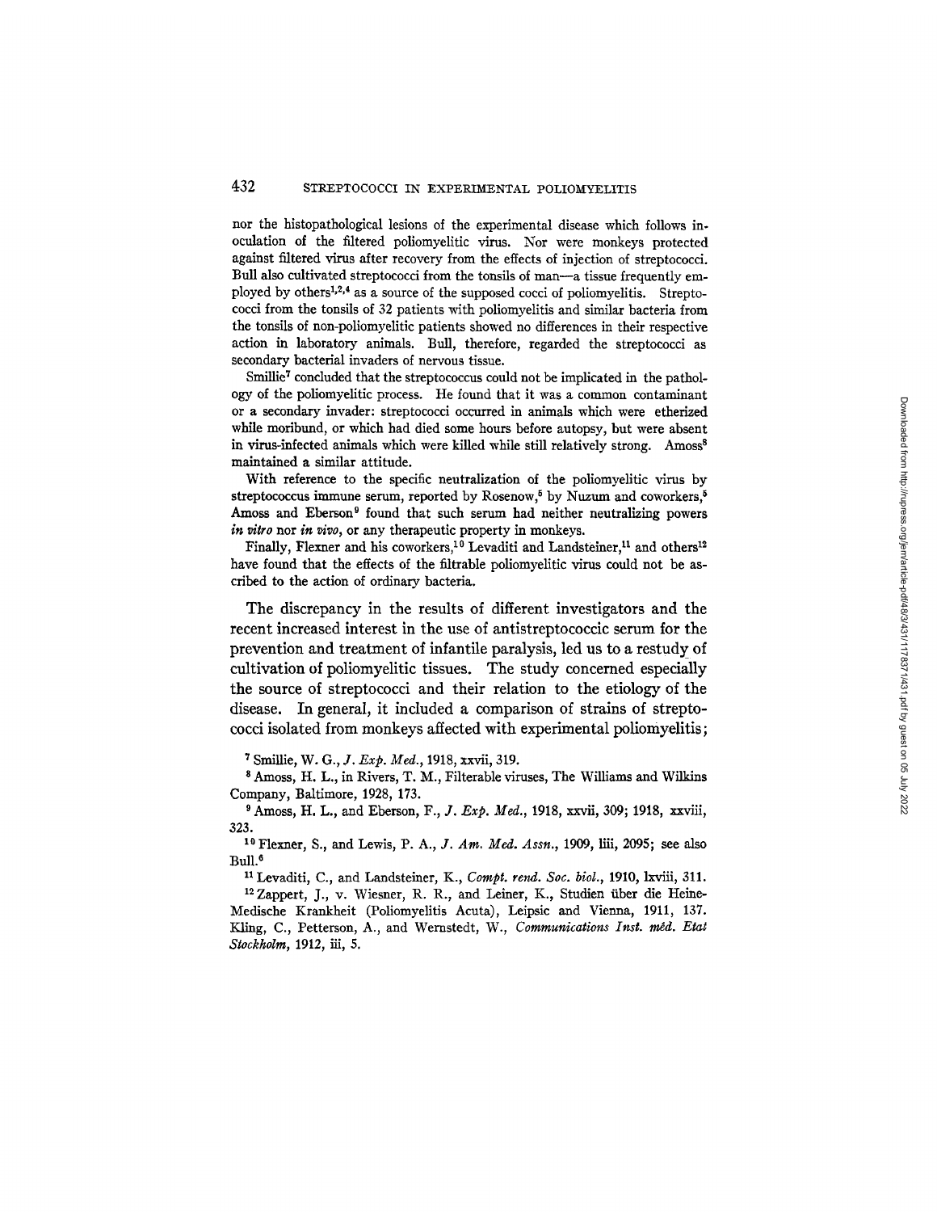nor the histopathological lesions of the experimental disease which follows inoculation of the filtered poliomyelitic virus. Nor were monkeys protected against filtered virus after recovery from the effects of injection of streptococci. Bull also cultivated streptococci from the tonsils of man—a tissue frequently employed by others[1,2,4] as a source of the supposed cocci of poliomyelitis. Streptococci from the tonsils of 32 patients with poliomyelitis and similar bacteria from the tonsils of non-poliomyelitic patients showed no differences in their respective action in laboratory animals. Bull, therefore, regarded the streptococci as secondary bacterial invaders of nervous tissue.

Smillie[7] concluded that the streptococcus could not be implicated in the pathology of the poliomyelitic process. He found that it was a common contaminant or a secondary invader: streptococci occurred in animals which were etherized while moribund, or which had died some hours before autopsy, but were absent in virus-infected animals which were killed while still relatively strong. Amoss[8] maintained a similar attitude.

With reference to the specific neutralization of the poliomyelitic virus by streptococcus immune serum, reported by Rosenow,[5] by Nuzum and coworkers,[5] Amoss and Eberson[9] found that such serum had neither neutralizing powers *in vitro* nor *in vivo*, or any therapeutic property in monkeys.

Finally, Flexner and his coworkers,[10] Levaditi and Landsteiner,[11] and others[12] have found that the effects of the filtrable poliomyelitic virus could not be ascribed to the action of ordinary bacteria.

The discrepancy in the results of different investigators and the recent increased interest in the use of antistreptococcic serum for the prevention and treatment of infantile paralysis, led us to a restudy of cultivation of poliomyelitic tissues. The study concerned especially the source of streptococci and their relation to the etiology of the disease. In general, it included a comparison of strains of streptococci isolated from monkeys affected with experimental poliomyelitis;

[7] Smillie, W. G., *J. Exp. Med.*, 1918, xxvii, 319.

[8] Amoss, H. L., in Rivers, T. M., Filterable viruses, The Williams and Wilkins Company, Baltimore, 1928, 173.

[9] Amoss, H. L., and Eberson, F., *J. Exp. Med.*, 1918, xxvii, 309; 1918, xxviii, 323.

[10] Flexner, S., and Lewis, P. A., *J. Am. Med. Assn.*, 1909, liii, 2095; see also Bull.[6]

[11] Levaditi, C., and Landsteiner, K., *Compt. rend. Soc. biol.*, 1910, lxviii, 311.

[12] Zappert, J., v. Wiesner, R. R., and Leiner, K., Studien über die Heine-Medische Krankheit (Poliomyelitis Acuta), Leipsic and Vienna, 1911, 137. Kling, C., Petterson, A., and Wernstedt, W., *Communications Inst. méd. Etat Stockholm*, 1912, iii, 5.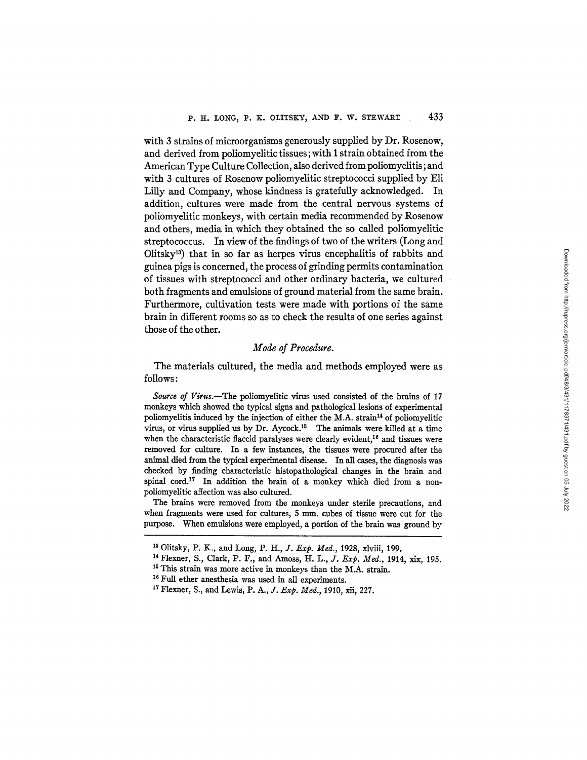with 3 strains of microorganisms generously supplied by Dr. Rosenow, and derived from poliomyelitic tissues; with 1 strain obtained from the American Type Culture Collection, also derived from poliomyelitis; and with 3 cultures of Rosenow poliomyelitic streptococci supplied by Eli Lilly and Company, whose kindness is gratefully acknowledged. In addition, cultures were made from the central nervous systems of poliomyelitic monkeys, with certain media recommended by Rosenow and others, media in which they obtained the so called poliomyelitic streptococcus. In view of the findings of two of the writers (Long and Olitsky[13]) that in so far as herpes virus encephalitis of rabbits and guinea pigs is concerned, the process of grinding permits contamination of tissues with streptococci and other ordinary bacteria, we cultured both fragments and emulsions of ground material from the same brain. Furthermore, cultivation tests were made with portions of the same brain in different rooms so as to check the results of one series against those of the other.

### *Mode of Procedure.*

The materials cultured, the media and methods employed were as follows:

*Source of Virus.*—The poliomyelitic virus used consisted of the brains of 17 monkeys which showed the typical signs and pathological lesions of experimental poliomyelitis induced by the injection of either the M.A. strain[14] of poliomyelitic virus, or virus supplied us by Dr. Aycock.[15] The animals were killed at a time when the characteristic flaccid paralyses were clearly evident,[16] and tissues were removed for culture. In a few instances, the tissues were procured after the animal died from the typical experimental disease. In all cases, the diagnosis was checked by finding characteristic histopathological changes in the brain and spinal cord.[17] In addition the brain of a monkey which died from a non-poliomyelitic affection was also cultured.

The brains were removed from the monkeys under sterile precautions, and when fragments were used for cultures, 5 mm. cubes of tissue were cut for the purpose. When emulsions were employed, a portion of the brain was ground by

---

[13] Olitsky, P. K., and Long, P. H., *J. Exp. Med.*, 1928, xlviii, 199.

[14] Flexner, S., Clark, P. F., and Amoss, H. L., *J. Exp. Med.*, 1914, xix, 195.

[15] This strain was more active in monkeys than the M.A. strain.

[16] Full ether anesthesia was used in all experiments.

[17] Flexner, S., and Lewis, P. A., *J. Exp. Med.*, 1910, xii, 227.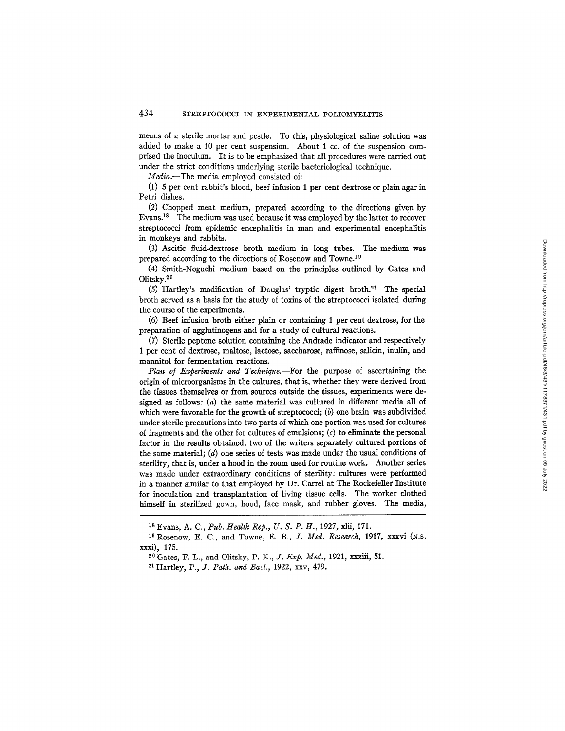means of a sterile mortar and pestle. To this, physiological saline solution was added to make a 10 per cent suspension. About 1 cc. of the suspension comprised the inoculum. It is to be emphasized that all procedures were carried out under the strict conditions underlying sterile bacteriological technique.

*Media.*—The media employed consisted of:

(1) 5 per cent rabbit's blood, beef infusion 1 per cent dextrose or plain agar in Petri dishes.

(2) Chopped meat medium, prepared according to the directions given by Evans.[18] The medium was used because it was employed by the latter to recover streptococci from epidemic encephalitis in man and experimental encephalitis in monkeys and rabbits.

(3) Ascitic fluid-dextrose broth medium in long tubes. The medium was prepared according to the directions of Rosenow and Towne.[19]

(4) Smith-Noguchi medium based on the principles outlined by Gates and Olitsky.[20]

(5) Hartley's modification of Douglas' tryptic digest broth.[21] The special broth served as a basis for the study of toxins of the streptococci isolated during the course of the experiments.

(6) Beef infusion broth either plain or containing 1 per cent dextrose, for the preparation of agglutinogens and for a study of cultural reactions.

(7) Sterile peptone solution containing the Andrade indicator and respectively 1 per cent of dextrose, maltose, lactose, saccharose, raffinose, salicin, inulin, and mannitol for fermentation reactions.

*Plan of Experiments and Technique.*—For the purpose of ascertaining the origin of microorganisms in the cultures, that is, whether they were derived from the tissues themselves or from sources outside the tissues, experiments were designed as follows: (*a*) the same material was cultured in different media all of which were favorable for the growth of streptococci; (*b*) one brain was subdivided under sterile precautions into two parts of which one portion was used for cultures of fragments and the other for cultures of emulsions; (*c*) to eliminate the personal factor in the results obtained, two of the writers separately cultured portions of the same material; (*d*) one series of tests was made under the usual conditions of sterility, that is, under a hood in the room used for routine work. Another series was made under extraordinary conditions of sterility: cultures were performed in a manner similar to that employed by Dr. Carrel at The Rockefeller Institute for inoculation and transplantation of living tissue cells. The worker clothed himself in sterilized gown, hood, face mask, and rubber gloves. The media,

---

[18] Evans, A. C., *Pub. Health Rep., U. S. P. H.*, 1927, xlii, 171.

[19] Rosenow, E. C., and Towne, E. B., *J. Med. Research*, 1917, xxxvi (N.S. xxxi), 175.

[20] Gates, F. L., and Olitsky, P. K., *J. Exp. Med.*, 1921, xxxiii, 51.

[21] Hartley, P., *J. Path. and Bact.*, 1922, xxv, 479.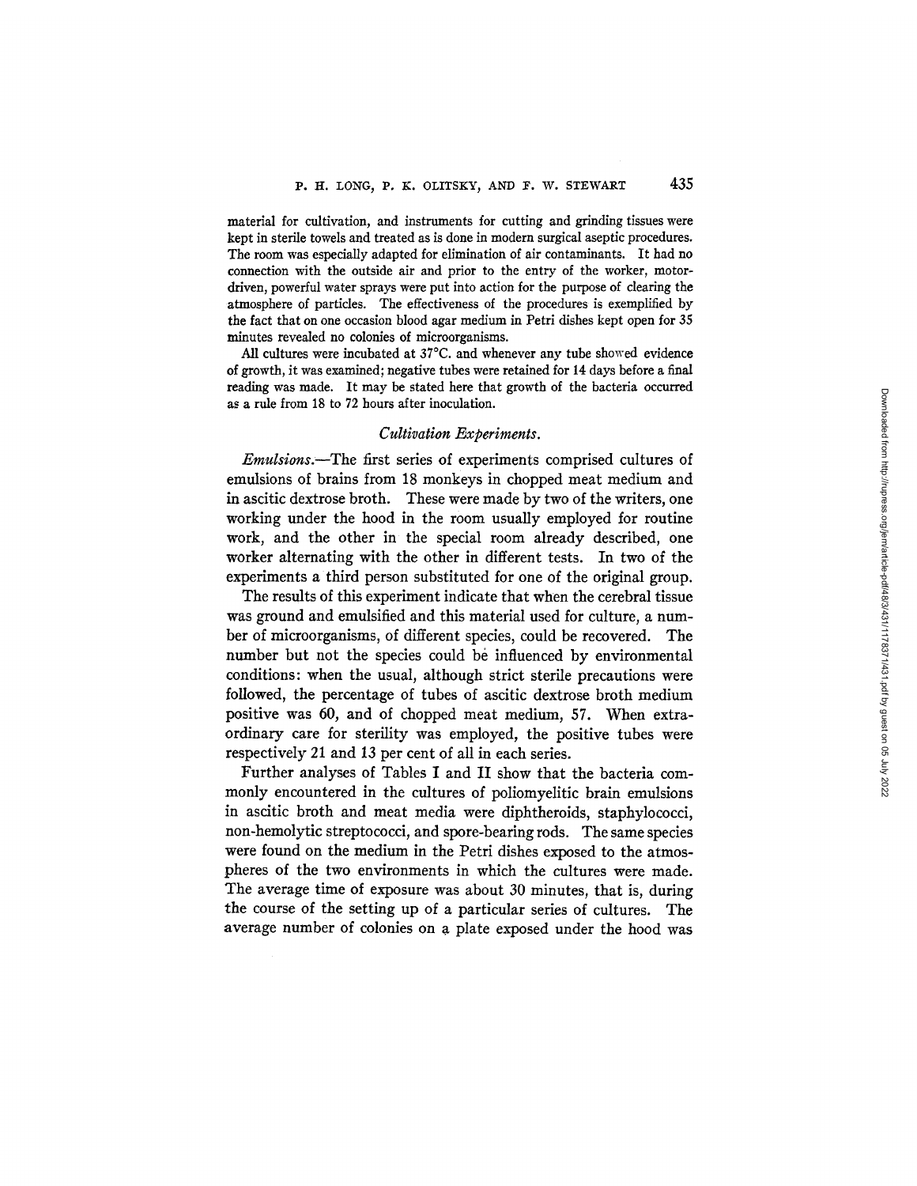material for cultivation, and instruments for cutting and grinding tissues were kept in sterile towels and treated as is done in modern surgical aseptic procedures. The room was especially adapted for elimination of air contaminants. It had no connection with the outside air and prior to the entry of the worker, motor-driven, powerful water sprays were put into action for the purpose of clearing the atmosphere of particles. The effectiveness of the procedures is exemplified by the fact that on one occasion blood agar medium in Petri dishes kept open for 35 minutes revealed no colonies of microorganisms.

All cultures were incubated at 37°C. and whenever any tube showed evidence of growth, it was examined; negative tubes were retained for 14 days before a final reading was made. It may be stated here that growth of the bacteria occurred as a rule from 18 to 72 hours after inoculation.

### *Cultivation Experiments.*

*Emulsions.*—The first series of experiments comprised cultures of emulsions of brains from 18 monkeys in chopped meat medium and in ascitic dextrose broth. These were made by two of the writers, one working under the hood in the room usually employed for routine work, and the other in the special room already described, one worker alternating with the other in different tests. In two of the experiments a third person substituted for one of the original group.

The results of this experiment indicate that when the cerebral tissue was ground and emulsified and this material used for culture, a number of microorganisms, of different species, could be recovered. The number but not the species could be influenced by environmental conditions: when the usual, although strict sterile precautions were followed, the percentage of tubes of ascitic dextrose broth medium positive was 60, and of chopped meat medium, 57. When extraordinary care for sterility was employed, the positive tubes were respectively 21 and 13 per cent of all in each series.

Further analyses of Tables I and II show that the bacteria commonly encountered in the cultures of poliomyelitic brain emulsions in ascitic broth and meat media were diphtheroids, staphylococci, non-hemolytic streptococci, and spore-bearing rods. The same species were found on the medium in the Petri dishes exposed to the atmospheres of the two environments in which the cultures were made. The average time of exposure was about 30 minutes, that is, during the course of the setting up of a particular series of cultures. The average number of colonies on a plate exposed under the hood was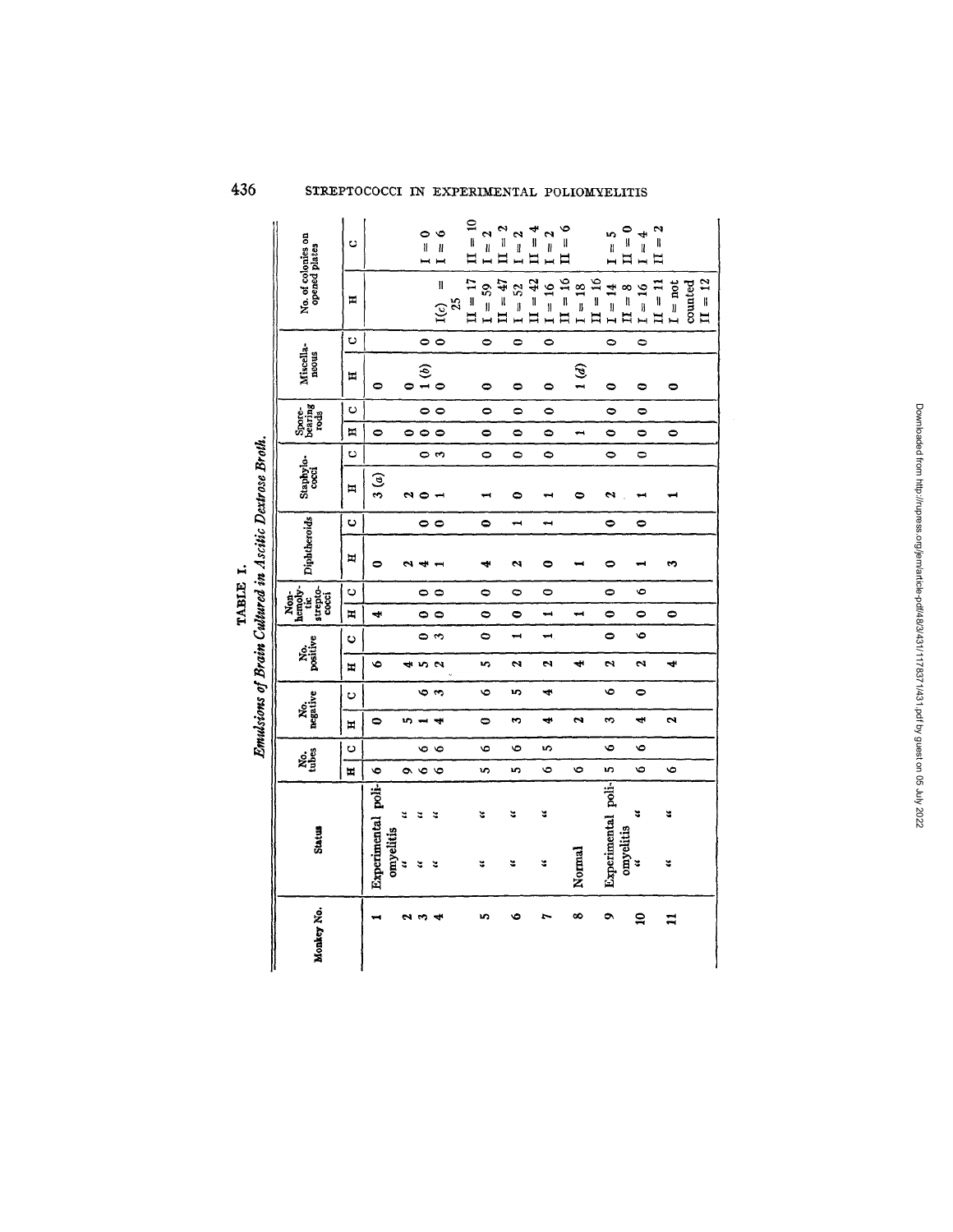**TABLE I.**

*Emulsions of Brain Cultured in Ascitic Dextrose Broth.*

| Monkey No. | Status | No. tubes | | No. negative | | No. positive | | Non-hemolytic strepto-cocci | | Diphtheroids | | Staphylo-cocci | | Spore-bearing rods | | Miscella-neous | | No. of colonies on opened plates | |
|---|---|---|---|---|---|---|---|---|---|---|---|---|---|---|---|---|---|---|---|
| | | H | C | H | C | H | C | H | C | H | C | H | C | H | C | H | C | H | C |
| 1 | Experimental poliomyelitis | 6 | | 0 | | 6 | | 4 | | 0 | | 3 (a) | | 0 | | 0 | | | |
| 2 | " | 9 | | 5 | | 4 | | | | 2 | | 2 | | 0 | | 0 | | | |
| 3 | " | 6 | 6 | 1 | 6 | 5 | 0 | 0 | 0 | 4 | 0 | 0 | 0 | 0 | 0 | 1 (b) | 0 | | |
| 4 | " | 6 | 6 | 4 | 3 | 2 | 3 | 0 | 0 | 1 | 0 | 1 | 3 | 0 | 0 | 0 | 0 | I(c) = 25 | I = 0<br>I = 6 |
| 5 | " | 5 | 6 | 0 | 6 | 5 | 0 | 0 | 0 | 4 | 0 | 1 | 0 | 0 | 0 | 0 | 0 | II = 17<br>I = 59 | II = 10<br>I = 2 |
| 6 | " | 5 | 6 | 3 | 5 | 2 | 1 | 0 | 0 | 2 | 1 | 0 | 0 | 0 | 0 | 0 | 0 | II = 47<br>I = 52 | II = 2<br>I = 2 |
| 7 | " | 6 | 5 | 4 | 4 | 2 | 1 | 1 | 0 | 0 | 1 | 1 | 0 | 0 | 0 | 0 | 0 | II = 42<br>I = 16 | II = 4<br>I = 2 |
| 8 | Normal | 6 | | 2 | | 4 | | 1 | | 1 | | 0 | | 1 | | 1 (d) | | II = 16<br>I = 18 | II = 6 |
| 9 | Experimental poliomyelitis | 5 | 6 | 3 | 6 | 2 | 0 | 0 | 0 | 0 | 0 | 2 | 0 | 0 | 0 | 0 | 0 | II = 16<br>I = 14 | I = 5 |
| 10 | " | 6 | 6 | 4 | 0 | 2 | 6 | 0 | 6 | 1 | 0 | 1 | 0 | 0 | 0 | 0 | 0 | II = 8<br>I = 16 | II = 0<br>I = 4 |
| 11 | " | 6 | | 2 | | 4 | | 0 | | 3 | | 1 | | 0 | | 0 | | II = 11<br>I = not counted<br>II = 12 | II = 2 |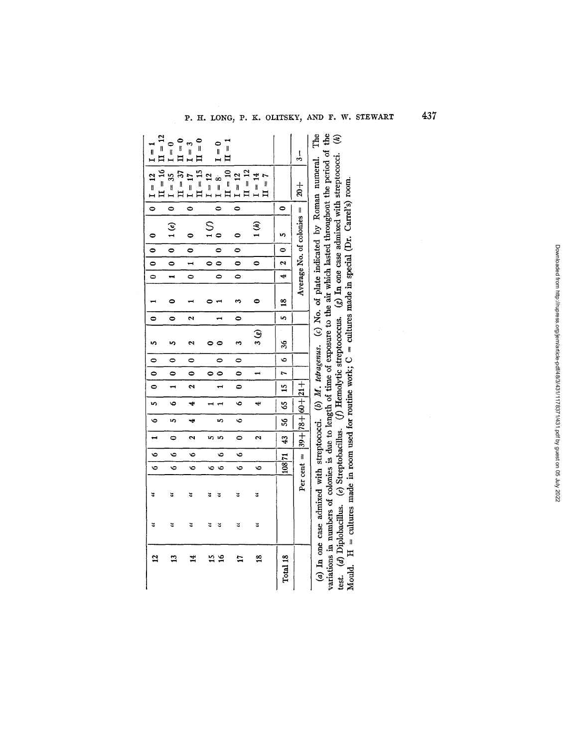| | | | | | | | | | | | | | | | | | | | | |
|---|---|---|---|---|---|---|---|---|---|---|---|---|---|---|---|---|---|---|---|---|
| 12 | " | " | 6 | 6 | 1 | 6 | 5 | 0 | 0 | 0 | 5 | 0 | 1 | 0 | 0 | 0 | 0 | 0 | I = 12 II = 16 | I = 1 II = 12 |
| 13 | " | " | 6 | 6 | 0 | 5 | 6 | 1 | 0 | 0 | 5 | 0 | 0 | 1 | 0 | 0 | 1 (e) | 0 | I = 35 II = 37 | I = 0 II = 0 |
| 14 | " | " | 6 | 6 | 2 | 4 | 4 | 2 | 0 | 0 | 2 | 2 | 1 | 0 | 1 | 0 | 0 | 0 | I = 17 II = 15 | I = 3 II = 0 |
| 15 | " | " | 6 | 6 | 5 | 5 | 1 | 1 | 0 | 0 | 0 | 1 | 0 | 0 | 0 | 0 | 1 (f) | 0 | I = 12 | I = 0 II = 1 |
| 16 | " | " | 6 | | 5 | | 1 | | 0 | | 0 | | 1 | | 0 | | 0 | | I = 8 II = 10 | |
| 17 | " | " | 6 | 6 | 0 | 6 | 6 | 0 | 0 | 0 | 3 | 0 | 3 | 0 | 0 | 0 | 0 | 0 | I = 12 II = 12 | |
| 18 | " | " | 6 | | 2 | | 4 | | 1 | | 3 (g) | | 0 | | 0 | | 1 (h) | | I = 14 II = 7 | |
| Total 18 | | | 108 | 71 | 43 | 56 | 65 | 15 | 7 | 6 | 36 | 5 | 18 | 4 | 2 | 0 | 5 | 0 | | |
| | Per cent = | | | | 39+ | 78+ | 60+ | 21+ | | | | | | | | | | | | |
| | | | | | | | | | | | | | Average No. of colonies = | | | | | | 20+ | 3− |

(a) In one case admixed with streptococci. (b) *M. tetragenus.* (c) No. of plate indicated by Roman numeral. The variations in numbers of colonies is due to length of time of exposure to the air which lasted throughout the period of the test. (d) Diplobacillus. (e) Streptobacillus. (f) Hemolytic streptococcus. (g) In one case admixed with streptococci. (h) Mould. H = cultures made in room used for routine work; C = cultures made in special (Dr. Carrel's) room.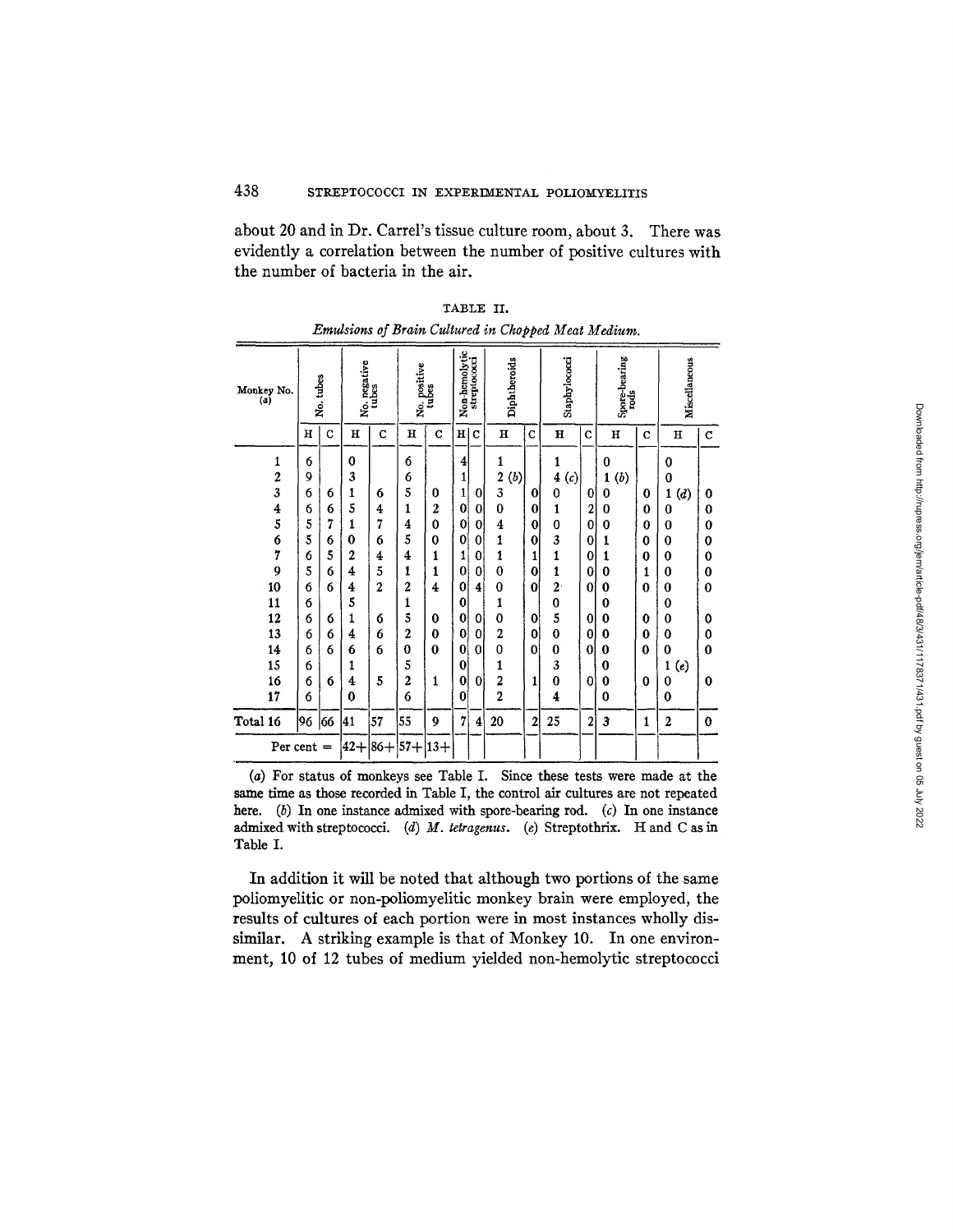about 20 and in Dr. Carrel's tissue culture room, about 3. There was evidently a correlation between the number of positive cultures with the number of bacteria in the air.

TABLE II.

*Emulsions of Brain Cultured in Chopped Meat Medium.*

| Monkey No. (a) | No. tubes | | No. negative tubes | | No. positive tubes | | Non-hemolytic streptococci | | Diphtheroids | | Staphylococci | | Spore-bearing rods | | Miscellaneous | |
|---|---|---|---|---|---|---|---|---|---|---|---|---|---|---|---|---|
| | H | C | H | C | H | C | H | C | H | C | H | C | H | C | H | C |
| 1 | 6 | | 0 | | 6 | | 4 | | 1 | | 1 | | 0 | | 0 | |
| 2 | 9 | | 3 | | 6 | | 1 | | 2 (b) | | 4 (c) | | 1 (b) | | 0 | |
| 3 | 6 | 6 | 1 | 6 | 5 | 0 | 1 | 0 | 3 | 0 | 0 | 0 | 0 | 0 | 1 (d) | 0 |
| 4 | 6 | 6 | 5 | 4 | 1 | 2 | 0 | 0 | 0 | 0 | 1 | 2 | 0 | 0 | 0 | 0 |
| 5 | 5 | 7 | 1 | 7 | 4 | 0 | 0 | 0 | 4 | 0 | 0 | 0 | 0 | 0 | 0 | 0 |
| 6 | 5 | 6 | 0 | 6 | 5 | 0 | 0 | 0 | 1 | 0 | 3 | 0 | 1 | 0 | 0 | 0 |
| 7 | 6 | 5 | 2 | 4 | 4 | 1 | 1 | 0 | 1 | 1 | 1 | 0 | 1 | 0 | 0 | 0 |
| 9 | 5 | 6 | 4 | 5 | 1 | 1 | 0 | 0 | 0 | 0 | 1 | 0 | 0 | 1 | 0 | 0 |
| 10 | 6 | 6 | 4 | 2 | 2 | 4 | 0 | 4 | 0 | 0 | 2 | 0 | 0 | 0 | 0 | 0 |
| 11 | 6 | | 5 | | 1 | | 0 | | 1 | | 0 | | 0 | | 0 | |
| 12 | 6 | 6 | 1 | 6 | 5 | 0 | 0 | 0 | 0 | 0 | 5 | 0 | 0 | 0 | 0 | 0 |
| 13 | 6 | 6 | 4 | 6 | 2 | 0 | 0 | 0 | 2 | 0 | 0 | 0 | 0 | 0 | 0 | 0 |
| 14 | 6 | 6 | 6 | 6 | 0 | 0 | 0 | 0 | 0 | 0 | 0 | 0 | 0 | 0 | 0 | 0 |
| 15 | 6 | | 1 | | 5 | | 0 | | 1 | | 3 | | 0 | | 1 (e) | |
| 16 | 6 | 6 | 4 | 5 | 2 | 1 | 0 | 0 | 2 | 1 | 0 | 0 | 0 | 0 | 0 | 0 |
| 17 | 6 | | 0 | | 6 | | 0 | | 2 | | 4 | | 0 | | 0 | |
| Total 16 | 96 | 66 | 41 | 57 | 55 | 9 | 7 | 4 | 20 | 2 | 25 | 2 | 3 | 1 | 2 | 0 |
| Per cent = | | | 42+ | 86+ | 57+ | 13+ | | | | | | | | | | |

(*a*) For status of monkeys see Table I. Since these tests were made at the same time as those recorded in Table I, the control air cultures are not repeated here. (*b*) In one instance admixed with spore-bearing rod. (*c*) In one instance admixed with streptococci. (*d*) *M. tetragenus*. (*e*) Streptothrix. H and C as in Table I.

In addition it will be noted that although two portions of the same poliomyelitic or non-poliomyelitic monkey brain were employed, the results of cultures of each portion were in most instances wholly dissimilar. A striking example is that of Monkey 10. In one environment, 10 of 12 tubes of medium yielded non-hemolytic streptococci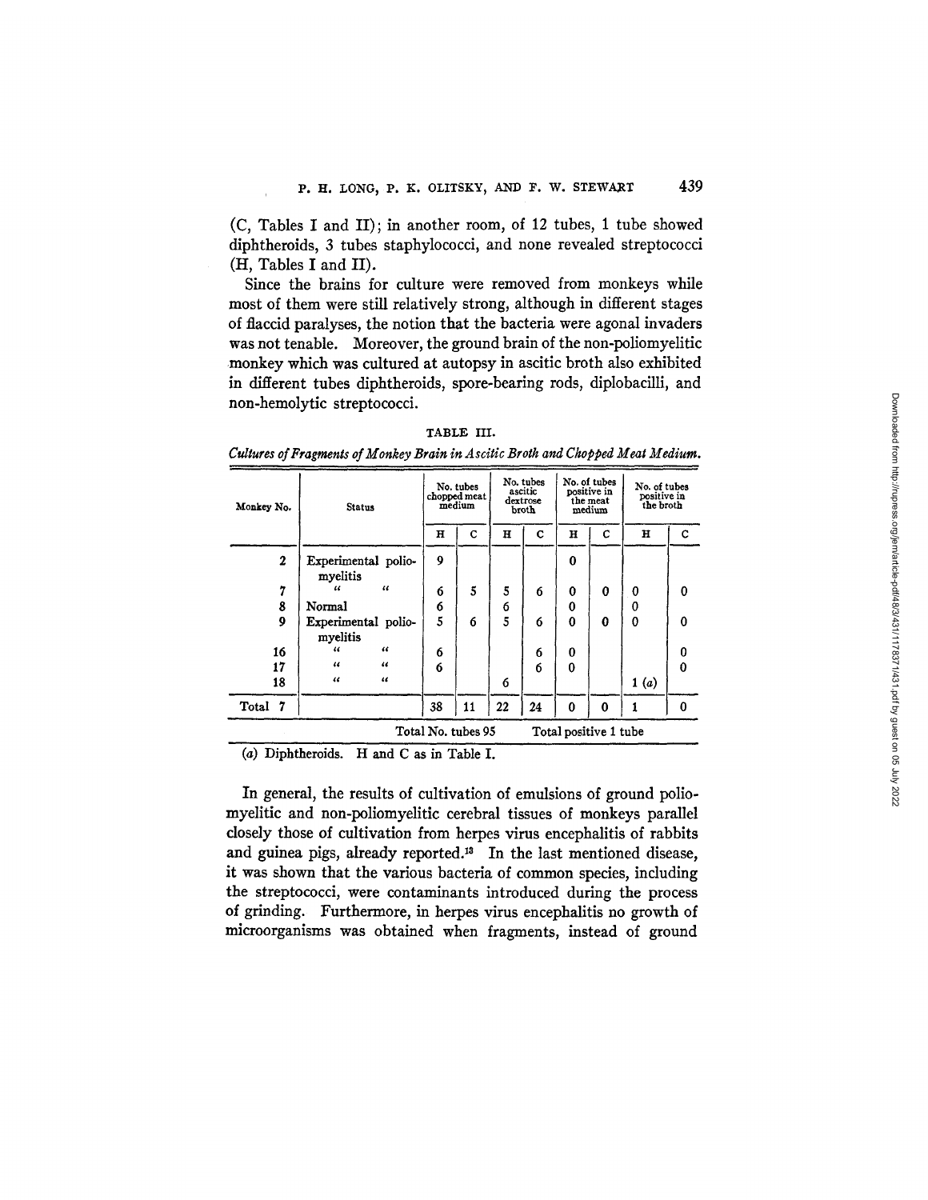(C, Tables I and II); in another room, of 12 tubes, 1 tube showed diphtheroids, 3 tubes staphylococci, and none revealed streptococci (H, Tables I and II).

Since the brains for culture were removed from monkeys while most of them were still relatively strong, although in different stages of flaccid paralyses, the notion that the bacteria were agonal invaders was not tenable. Moreover, the ground brain of the non-poliomyelitic monkey which was cultured at autopsy in ascitic broth also exhibited in different tubes diphtheroids, spore-bearing rods, diplobacilli, and non-hemolytic streptococci.

TABLE III.

*Cultures of Fragments of Monkey Brain in Ascitic Broth and Chopped Meat Medium.*

| Monkey No. | Status | No. tubes chopped meat medium | | No. tubes ascitic dextrose broth | | No. of tubes positive in the meat medium | | No. of tubes positive in the broth | |
|---|---|---|---|---|---|---|---|---|---|
| | | H | C | H | C | H | C | H | C |
| 2 | Experimental poliomyelitis | 9 | | | | 0 | | | |
| 7 | " " | 6 | 5 | 5 | 6 | 0 | 0 | 0 | 0 |
| 8 | Normal | 6 | | 6 | | 0 | | 0 | |
| 9 | Experimental poliomyelitis | 5 | 6 | 5 | 6 | 0 | 0 | 0 | 0 |
| 16 | " " | 6 | | | 6 | 0 | | | 0 |
| 17 | " " | 6 | | | 6 | 0 | | | 0 |
| 18 | " " | | | 6 | | | | 1 (a) | |
| Total 7 | | 38 | 11 | 22 | 24 | 0 | 0 | 1 | 0 |
| | | Total No. tubes 95 | | | | Total positive 1 tube | | | |

(a) Diphtheroids. H and C as in Table I.

In general, the results of cultivation of emulsions of ground poliomyelitic and non-poliomyelitic cerebral tissues of monkeys parallel closely those of cultivation from herpes virus encephalitis of rabbits and guinea pigs, already reported.[13] In the last mentioned disease, it was shown that the various bacteria of common species, including the streptococci, were contaminants introduced during the process of grinding. Furthermore, in herpes virus encephalitis no growth of microorganisms was obtained when fragments, instead of ground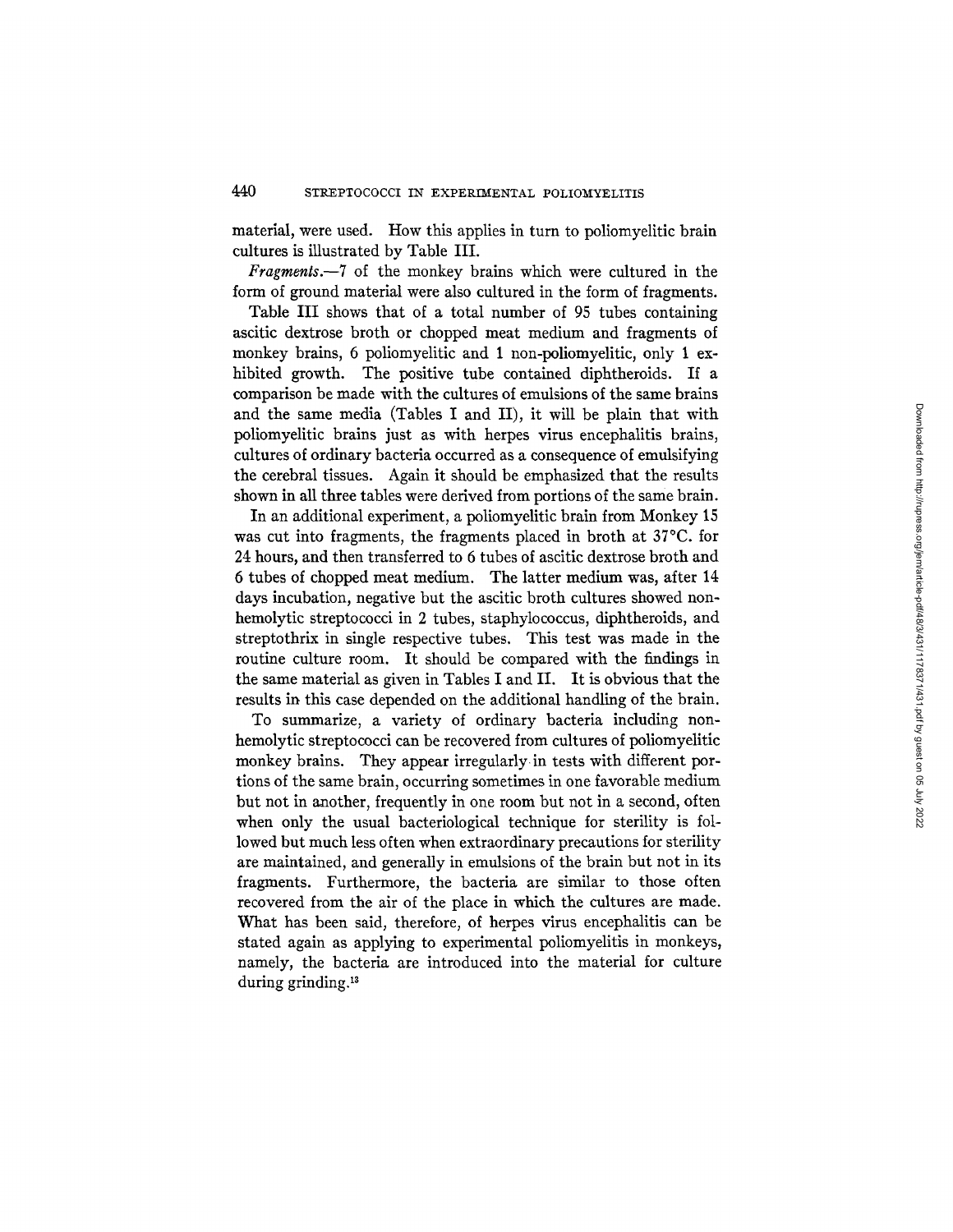material, were used. How this applies in turn to poliomyelitic brain cultures is illustrated by Table III.

*Fragments.*—7 of the monkey brains which were cultured in the form of ground material were also cultured in the form of fragments.

Table III shows that of a total number of 95 tubes containing ascitic dextrose broth or chopped meat medium and fragments of monkey brains, 6 poliomyelitic and 1 non-poliomyelitic, only 1 exhibited growth. The positive tube contained diphtheroids. If a comparison be made with the cultures of emulsions of the same brains and the same media (Tables I and II), it will be plain that with poliomyelitic brains just as with herpes virus encephalitis brains, cultures of ordinary bacteria occurred as a consequence of emulsifying the cerebral tissues. Again it should be emphasized that the results shown in all three tables were derived from portions of the same brain.

In an additional experiment, a poliomyelitic brain from Monkey 15 was cut into fragments, the fragments placed in broth at 37°C. for 24 hours, and then transferred to 6 tubes of ascitic dextrose broth and 6 tubes of chopped meat medium. The latter medium was, after 14 days incubation, negative but the ascitic broth cultures showed non-hemolytic streptococci in 2 tubes, staphylococcus, diphtheroids, and streptothrix in single respective tubes. This test was made in the routine culture room. It should be compared with the findings in the same material as given in Tables I and II. It is obvious that the results in this case depended on the additional handling of the brain.

To summarize, a variety of ordinary bacteria including non-hemolytic streptococci can be recovered from cultures of poliomyelitic monkey brains. They appear irregularly in tests with different portions of the same brain, occurring sometimes in one favorable medium but not in another, frequently in one room but not in a second, often when only the usual bacteriological technique for sterility is followed but much less often when extraordinary precautions for sterility are maintained, and generally in emulsions of the brain but not in its fragments. Furthermore, the bacteria are similar to those often recovered from the air of the place in which the cultures are made. What has been said, therefore, of herpes virus encephalitis can be stated again as applying to experimental poliomyelitis in monkeys, namely, the bacteria are introduced into the material for culture during grinding.[13]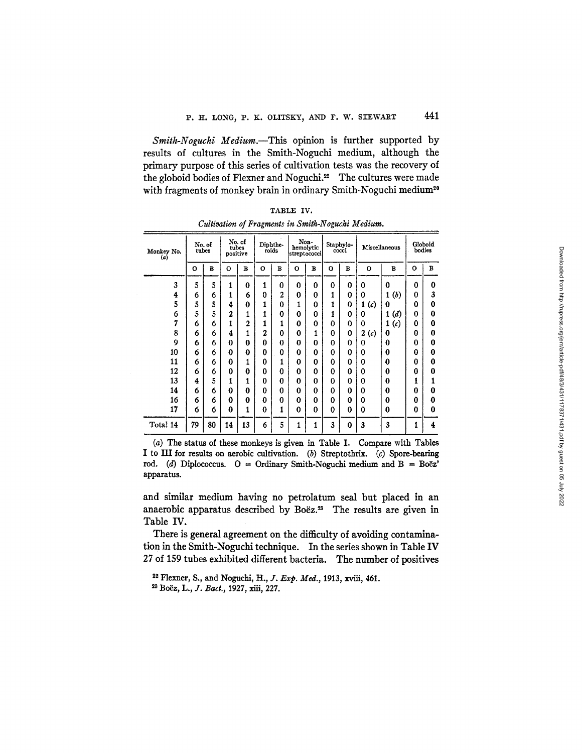*Smith-Noguchi Medium.*—This opinion is further supported by results of cultures in the Smith-Noguchi medium, although the primary purpose of this series of cultivation tests was the recovery of the globoid bodies of Flexner and Noguchi.[22] The cultures were made with fragments of monkey brain in ordinary Smith-Noguchi medium[20]

TABLE IV.

*Cultivation of Fragments in Smith-Noguchi Medium.*

| Monkey No. (a) | No. of tubes | | No. of tubes positive | | Diphtheroids | | Non-hemolytic streptococci | | Staphylococci | | Miscellaneous | | Globoid bodies | |
|---|---|---|---|---|---|---|---|---|---|---|---|---|---|---|
| | O | B | O | B | O | B | O | B | O | B | O | B | O | B |
| 3 | 5 | 5 | 1 | 0 | 1 | 0 | 0 | 0 | 0 | 0 | 0 | 0 | 0 | 0 |
| 4 | 6 | 6 | 1 | 6 | 0 | 2 | 0 | 0 | 1 | 0 | 0 | 1 (b) | 0 | 3 |
| 5 | 5 | 5 | 4 | 0 | 1 | 0 | 1 | 0 | 1 | 0 | 1 (c) | 0 | 0 | 0 |
| 6 | 5 | 5 | 2 | 1 | 1 | 0 | 0 | 0 | 1 | 0 | 0 | 1 (d) | 0 | 0 |
| 7 | 6 | 6 | 1 | 2 | 1 | 1 | 0 | 0 | 0 | 0 | 0 | 1 (c) | 0 | 0 |
| 8 | 6 | 6 | 4 | 1 | 2 | 0 | 0 | 1 | 0 | 0 | 2 (c) | 0 | 0 | 0 |
| 9 | 6 | 6 | 0 | 0 | 0 | 0 | 0 | 0 | 0 | 0 | 0 | 0 | 0 | 0 |
| 10 | 6 | 6 | 0 | 0 | 0 | 0 | 0 | 0 | 0 | 0 | 0 | 0 | 0 | 0 |
| 11 | 6 | 6 | 0 | 1 | 0 | 1 | 0 | 0 | 0 | 0 | 0 | 0 | 0 | 0 |
| 12 | 6 | 6 | 0 | 0 | 0 | 0 | 0 | 0 | 0 | 0 | 0 | 0 | 0 | 0 |
| 13 | 4 | 5 | 1 | 1 | 0 | 0 | 0 | 0 | 0 | 0 | 0 | 0 | 1 | 1 |
| 14 | 6 | 6 | 0 | 0 | 0 | 0 | 0 | 0 | 0 | 0 | 0 | 0 | 0 | 0 |
| 16 | 6 | 6 | 0 | 0 | 0 | 0 | 0 | 0 | 0 | 0 | 0 | 0 | 0 | 0 |
| 17 | 6 | 6 | 0 | 1 | 0 | 1 | 0 | 0 | 0 | 0 | 0 | 0 | 0 | 0 |
| Total 14 | 79 | 80 | 14 | 13 | 6 | 5 | 1 | 1 | 3 | 0 | 3 | 3 | 1 | 4 |

(a) The status of these monkeys is given in Table I. Compare with Tables I to III for results on aerobic cultivation. (b) Streptothrix. (c) Spore-bearing rod. (d) Diplococcus. O = Ordinary Smith-Noguchi medium and B = Boëz' apparatus.

and similar medium having no petrolatum seal but placed in an anaerobic apparatus described by Boëz.[23] The results are given in Table IV.

There is general agreement on the difficulty of avoiding contamination in the Smith-Noguchi technique. In the series shown in Table IV 27 of 159 tubes exhibited different bacteria. The number of positives

[22] Flexner, S., and Noguchi, H., *J. Exp. Med.*, 1913, xviii, 461.

[23] Boëz, L., *J. Bact.*, 1927, xiii, 227.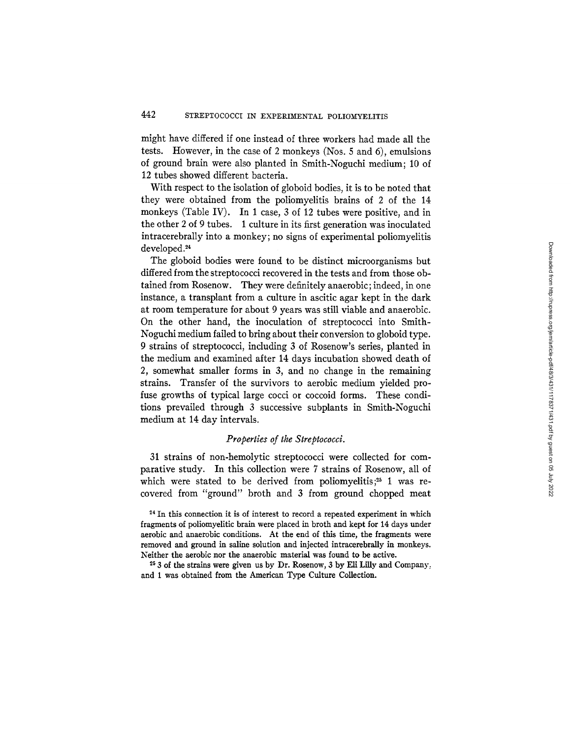might have differed if one instead of three workers had made all the tests. However, in the case of 2 monkeys (Nos. 5 and 6), emulsions of ground brain were also planted in Smith-Noguchi medium; 10 of 12 tubes showed different bacteria.

With respect to the isolation of globoid bodies, it is to be noted that they were obtained from the poliomyelitis brains of 2 of the 14 monkeys (Table IV). In 1 case, 3 of 12 tubes were positive, and in the other 2 of 9 tubes. 1 culture in its first generation was inoculated intracerebrally into a monkey; no signs of experimental poliomyelitis developed.[24]

The globoid bodies were found to be distinct microorganisms but differed from the streptococci recovered in the tests and from those obtained from Rosenow. They were definitely anaerobic; indeed, in one instance, a transplant from a culture in ascitic agar kept in the dark at room temperature for about 9 years was still viable and anaerobic. On the other hand, the inoculation of streptococci into Smith-Noguchi medium failed to bring about their conversion to globoid type. 9 strains of streptococci, including 3 of Rosenow's series, planted in the medium and examined after 14 days incubation showed death of 2, somewhat smaller forms in 3, and no change in the remaining strains. Transfer of the survivors to aerobic medium yielded profuse growths of typical large cocci or coccoid forms. These conditions prevailed through 3 successive subplants in Smith-Noguchi medium at 14 day intervals.

### *Properties of the Streptococci.*

31 strains of non-hemolytic streptococci were collected for comparative study. In this collection were 7 strains of Rosenow, all of which were stated to be derived from poliomyelitis;[25] 1 was recovered from "ground" broth and 3 from ground chopped meat

[24] In this connection it is of interest to record a repeated experiment in which fragments of poliomyelitic brain were placed in broth and kept for 14 days under aerobic and anaerobic conditions. At the end of this time, the fragments were removed and ground in saline solution and injected intracerebrally in monkeys. Neither the aerobic nor the anaerobic material was found to be active.

[25] 3 of the strains were given us by Dr. Rosenow, 3 by Eli Lilly and Company, and 1 was obtained from the American Type Culture Collection.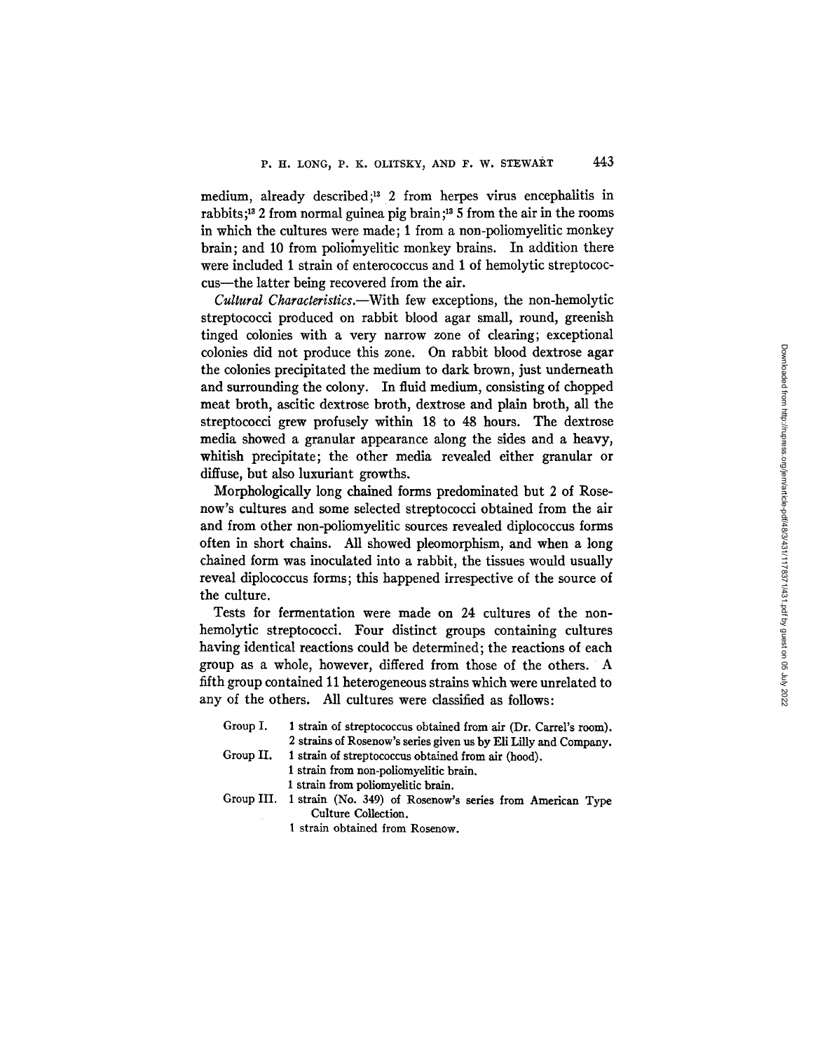medium, already described;[13] 2 from herpes virus encephalitis in rabbits;[13] 2 from normal guinea pig brain;[13] 5 from the air in the rooms in which the cultures were made; 1 from a non-poliomyelitic monkey brain; and 10 from poliomyelitic monkey brains. In addition there were included 1 strain of enterococcus and 1 of hemolytic streptococcus—the latter being recovered from the air.

*Cultural Characteristics*.—With few exceptions, the non-hemolytic streptococci produced on rabbit blood agar small, round, greenish tinged colonies with a very narrow zone of clearing; exceptional colonies did not produce this zone. On rabbit blood dextrose agar the colonies precipitated the medium to dark brown, just underneath and surrounding the colony. In fluid medium, consisting of chopped meat broth, ascitic dextrose broth, dextrose and plain broth, all the streptococci grew profusely within 18 to 48 hours. The dextrose media showed a granular appearance along the sides and a heavy, whitish precipitate; the other media revealed either granular or diffuse, but also luxuriant growths.

Morphologically long chained forms predominated but 2 of Rosenow's cultures and some selected streptococci obtained from the air and from other non-poliomyelitic sources revealed diplococcus forms often in short chains. All showed pleomorphism, and when a long chained form was inoculated into a rabbit, the tissues would usually reveal diplococcus forms; this happened irrespective of the source of the culture.

Tests for fermentation were made on 24 cultures of the non-hemolytic streptococci. Four distinct groups containing cultures having identical reactions could be determined; the reactions of each group as a whole, however, differed from those of the others. A fifth group contained 11 heterogeneous strains which were unrelated to any of the others. All cultures were classified as follows:

Group I. 1 strain of streptococcus obtained from air (Dr. Carrel's room).
2 strains of Rosenow's series given us by Eli Lilly and Company.

Group II. 1 strain of streptococcus obtained from air (hood).
1 strain from non-poliomyelitic brain.
1 strain from poliomyelitic brain.

Group III. 1 strain (No. 349) of Rosenow's series from American Type Culture Collection.
1 strain obtained from Rosenow.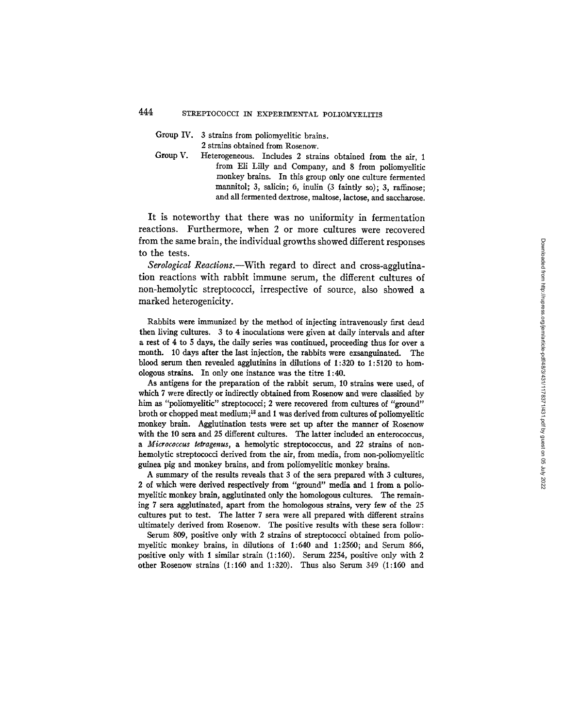Group IV. 3 strains from poliomyelitic brains.
2 strains obtained from Rosenow.

Group V. Heterogeneous. Includes 2 strains obtained from the air, 1 from Eli Lilly and Company, and 8 from poliomyelitic monkey brains. In this group only one culture fermented mannitol; 3, salicin; 6, inulin (3 faintly so); 3, raffinose; and all fermented dextrose, maltose, lactose, and saccharose.

It is noteworthy that there was no uniformity in fermentation reactions. Furthermore, when 2 or more cultures were recovered from the same brain, the individual growths showed different responses to the tests.

*Serological Reactions.*—With regard to direct and cross-agglutination reactions with rabbit immune serum, the different cultures of non-hemolytic streptococci, irrespective of source, also showed a marked heterogenicity.

Rabbits were immunized by the method of injecting intravenously first dead then living cultures. 3 to 4 inoculations were given at daily intervals and after a rest of 4 to 5 days, the daily series was continued, proceeding thus for over a month. 10 days after the last injection, the rabbits were exsanguinated. The blood serum then revealed agglutinins in dilutions of 1:320 to 1:5120 to homologous strains. In only one instance was the titre 1:40.

As antigens for the preparation of the rabbit serum, 10 strains were used, of which 7 were directly or indirectly obtained from Rosenow and were classified by him as "poliomyelitic" streptococci; 2 were recovered from cultures of "ground" broth or chopped meat medium;[13] and 1 was derived from cultures of poliomyelitic monkey brain. Agglutination tests were set up after the manner of Rosenow with the 10 sera and 25 different cultures. The latter included an enterococcus, a *Micrococcus tetragenus*, a hemolytic streptococcus, and 22 strains of non-hemolytic streptococci derived from the air, from media, from non-poliomyelitic guinea pig and monkey brains, and from poliomyelitic monkey brains.

A summary of the results reveals that 3 of the sera prepared with 3 cultures, 2 of which were derived respectively from "ground" media and 1 from a poliomyelitic monkey brain, agglutinated only the homologous cultures. The remaining 7 sera agglutinated, apart from the homologous strains, very few of the 25 cultures put to test. The latter 7 sera were all prepared with different strains ultimately derived from Rosenow. The positive results with these sera follow:

Serum 809, positive only with 2 strains of streptococci obtained from poliomyelitic monkey brains, in dilutions of 1:640 and 1:2560; and Serum 866, positive only with 1 similar strain (1:160). Serum 2254, positive only with 2 other Rosenow strains (1:160 and 1:320). Thus also Serum 349 (1:160 and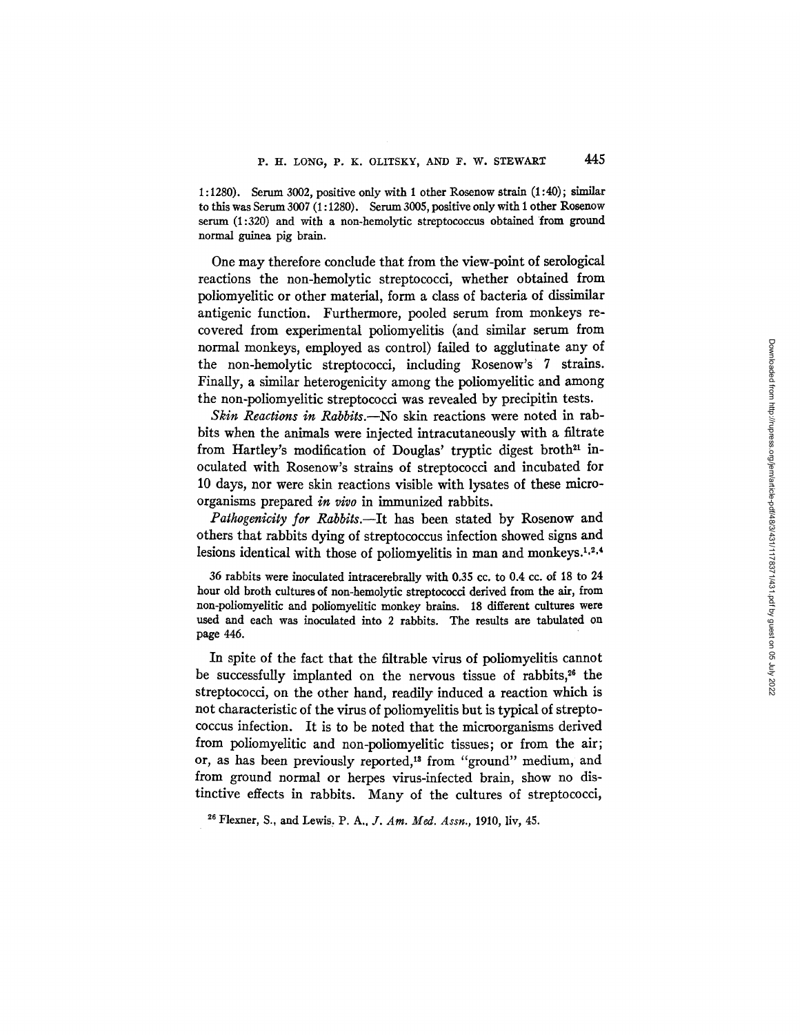1:1280). Serum 3002, positive only with 1 other Rosenow strain (1:40); similar to this was Serum 3007 (1:1280). Serum 3005, positive only with 1 other Rosenow serum (1:320) and with a non-hemolytic streptococcus obtained from ground normal guinea pig brain.

One may therefore conclude that from the view-point of serological reactions the non-hemolytic streptococci, whether obtained from poliomyelitic or other material, form a class of bacteria of dissimilar antigenic function. Furthermore, pooled serum from monkeys recovered from experimental poliomyelitis (and similar serum from normal monkeys, employed as control) failed to agglutinate any of the non-hemolytic streptococci, including Rosenow's 7 strains. Finally, a similar heterogenicity among the poliomyelitic and among the non-poliomyelitic streptococci was revealed by precipitin tests.

*Skin Reactions in Rabbits.*—No skin reactions were noted in rabbits when the animals were injected intracutaneously with a filtrate from Hartley's modification of Douglas' tryptic digest broth[21] inoculated with Rosenow's strains of streptococci and incubated for 10 days, nor were skin reactions visible with lysates of these microorganisms prepared *in vivo* in immunized rabbits.

*Pathogenicity for Rabbits.*—It has been stated by Rosenow and others that rabbits dying of streptococcus infection showed signs and lesions identical with those of poliomyelitis in man and monkeys.[1,2,4]

36 rabbits were inoculated intracerebrally with 0.35 cc. to 0.4 cc. of 18 to 24 hour old broth cultures of non-hemolytic streptococci derived from the air, from non-poliomyelitic and poliomyelitic monkey brains. 18 different cultures were used and each was inoculated into 2 rabbits. The results are tabulated on page 446.

In spite of the fact that the filtrable virus of poliomyelitis cannot be successfully implanted on the nervous tissue of rabbits,[26] the streptococci, on the other hand, readily induced a reaction which is not characteristic of the virus of poliomyelitis but is typical of streptococcus infection. It is to be noted that the microorganisms derived from poliomyelitic and non-poliomyelitic tissues; or from the air; or, as has been previously reported,[13] from "ground" medium, and from ground normal or herpes virus-infected brain, show no distinctive effects in rabbits. Many of the cultures of streptococci,

[26] Flexner, S., and Lewis, P. A., *J. Am. Med. Assn.*, 1910, liv, 45.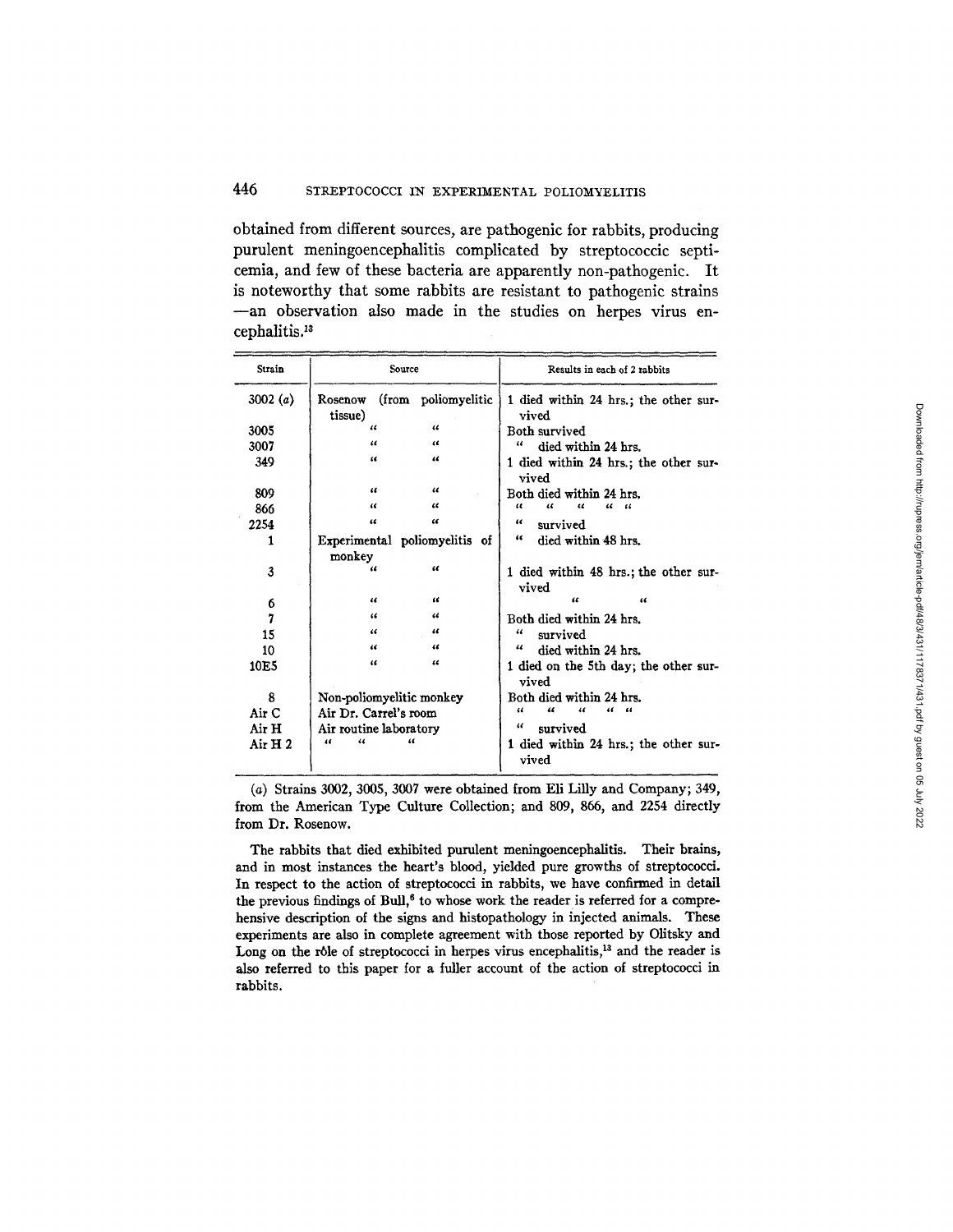obtained from different sources, are pathogenic for rabbits, producing purulent meningoencephalitis complicated by streptococcic septicemia, and few of these bacteria are apparently non-pathogenic. It is noteworthy that some rabbits are resistant to pathogenic strains —an observation also made in the studies on herpes virus encephalitis.[13]

| Strain | Source | Results in each of 2 rabbits |
|---|---|---|
| 3002 (*a*) | Rosenow (from poliomyelitic tissue) | 1 died within 24 hrs.; the other survived |
| 3005 | " " | Both survived |
| 3007 | " " | " died within 24 hrs. |
| 349 | " " | 1 died within 24 hrs.; the other survived |
| 809 | " " | Both died within 24 hrs. |
| 866 | " " | " " " " " |
| 2254 | " " | " survived |
| 1 | Experimental poliomyelitis of monkey | " died within 48 hrs. |
| 3 | " " | 1 died within 48 hrs.; the other survived |
| 6 | " " | " " |
| 7 | " " | Both died within 24 hrs. |
| 15 | " " | " survived |
| 10 | " " | " died within 24 hrs. |
| 10E5 | " " | 1 died on the 5th day; the other survived |
| 8 | Non-poliomyelitic monkey | Both died within 24 hrs. |
| Air C | Air Dr. Carrel's room | " " " " " |
| Air H | Air routine laboratory | " survived |
| Air H 2 | " " " | 1 died within 24 hrs.; the other survived |

(*a*) Strains 3002, 3005, 3007 were obtained from Eli Lilly and Company; 349, from the American Type Culture Collection; and 809, 866, and 2254 directly from Dr. Rosenow.

The rabbits that died exhibited purulent meningoencephalitis. Their brains, and in most instances the heart's blood, yielded pure growths of streptococci. In respect to the action of streptococci in rabbits, we have confirmed in detail the previous findings of Bull,[6] to whose work the reader is referred for a comprehensive description of the signs and histopathology in injected animals. These experiments are also in complete agreement with those reported by Olitsky and Long on the rôle of streptococci in herpes virus encephalitis,[13] and the reader is also referred to this paper for a fuller account of the action of streptococci in rabbits.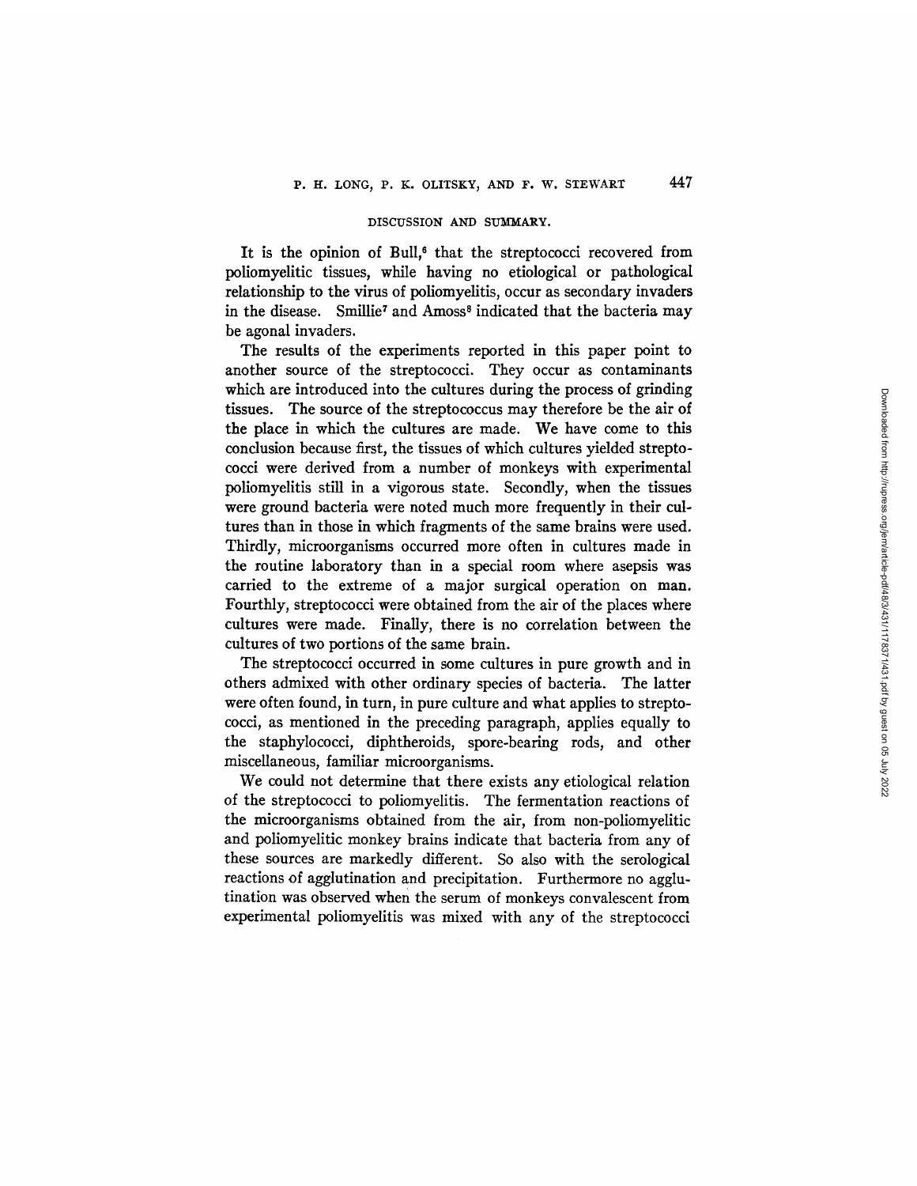## DISCUSSION AND SUMMARY.

It is the opinion of Bull,[6] that the streptococci recovered from poliomyelitic tissues, while having no etiological or pathological relationship to the virus of poliomyelitis, occur as secondary invaders in the disease. Smillie[7] and Amoss[8] indicated that the bacteria may be agonal invaders.

The results of the experiments reported in this paper point to another source of the streptococci. They occur as contaminants which are introduced into the cultures during the process of grinding tissues. The source of the streptococcus may therefore be the air of the place in which the cultures are made. We have come to this conclusion because first, the tissues of which cultures yielded streptococci were derived from a number of monkeys with experimental poliomyelitis still in a vigorous state. Secondly, when the tissues were ground bacteria were noted much more frequently in their cultures than in those in which fragments of the same brains were used. Thirdly, microorganisms occurred more often in cultures made in the routine laboratory than in a special room where asepsis was carried to the extreme of a major surgical operation on man. Fourthly, streptococci were obtained from the air of the places where cultures were made. Finally, there is no correlation between the cultures of two portions of the same brain.

The streptococci occurred in some cultures in pure growth and in others admixed with other ordinary species of bacteria. The latter were often found, in turn, in pure culture and what applies to streptococci, as mentioned in the preceding paragraph, applies equally to the staphylococci, diphtheroids, spore-bearing rods, and other miscellaneous, familiar microorganisms.

We could not determine that there exists any etiological relation of the streptococci to poliomyelitis. The fermentation reactions of the microorganisms obtained from the air, from non-poliomyelitic and poliomyelitic monkey brains indicate that bacteria from any of these sources are markedly different. So also with the serological reactions of agglutination and precipitation. Furthermore no agglutination was observed when the serum of monkeys convalescent from experimental poliomyelitis was mixed with any of the streptococci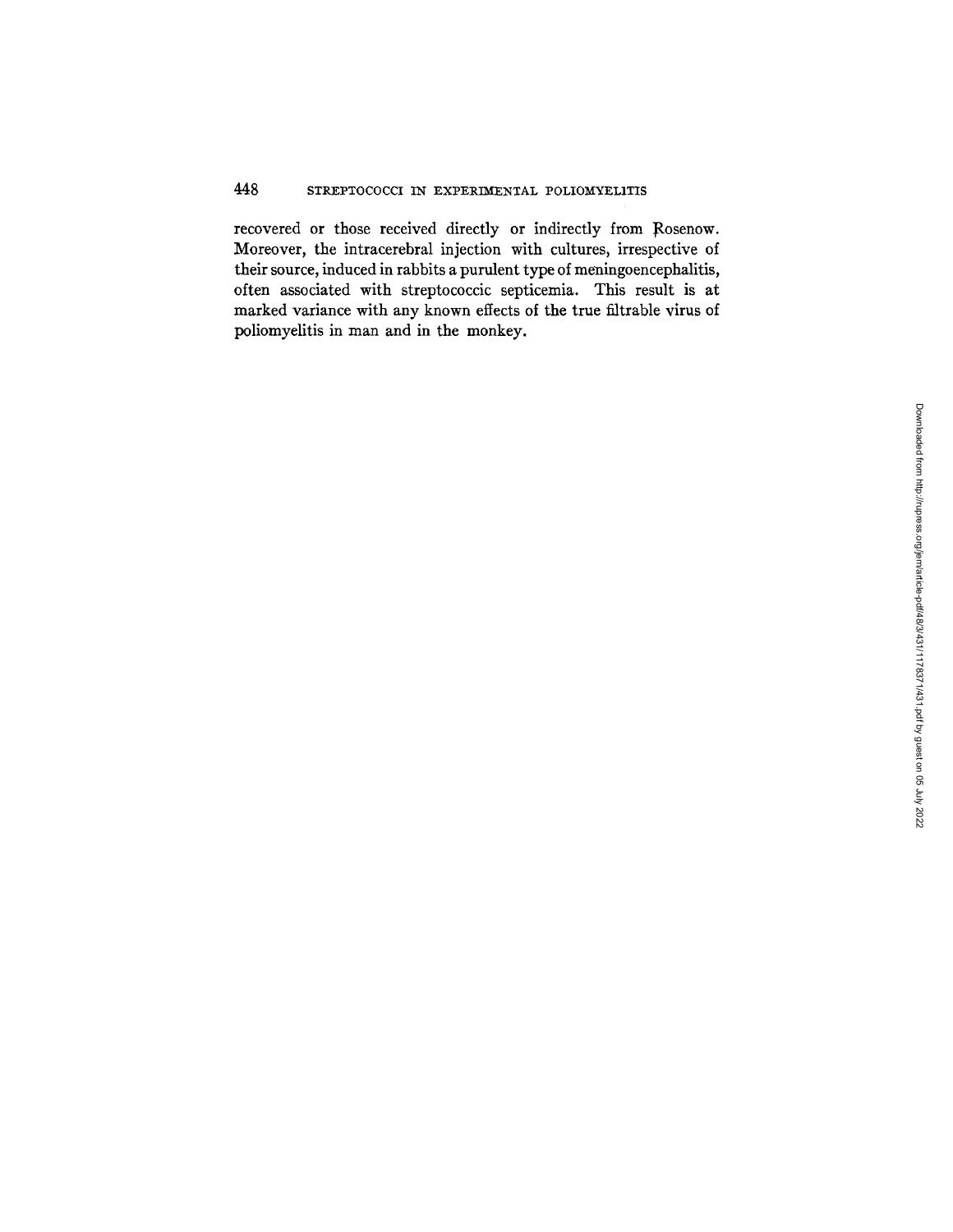recovered or those received directly or indirectly from Rosenow. Moreover, the intracerebral injection with cultures, irrespective of their source, induced in rabbits a purulent type of meningoencephalitis, often associated with streptococcic septicemia. This result is at marked variance with any known effects of the true filtrable virus of poliomyelitis in man and in the monkey.